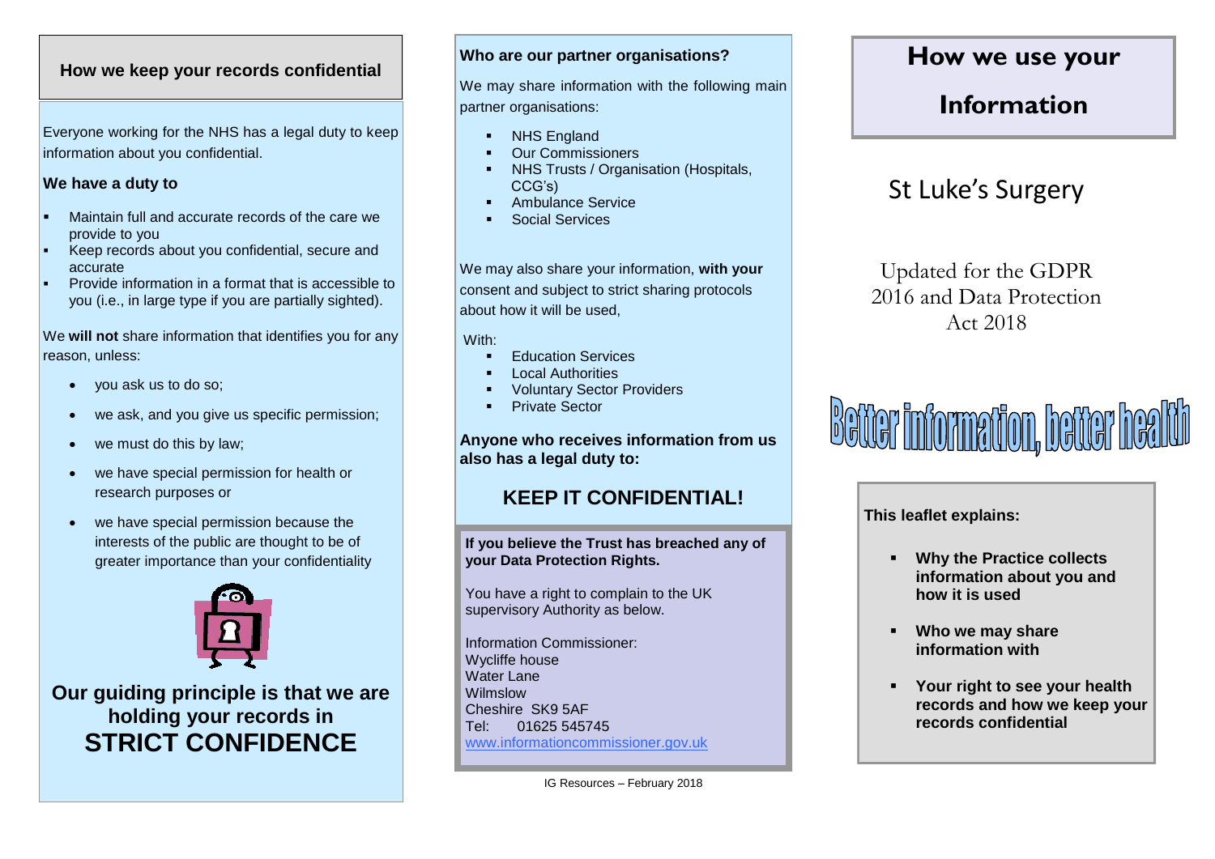## How we keep your records confidential

Everyone working for the NHS has a legal duty to keep information about you confidential.

**We have a duty to**

- Maintain full and accurate records of the care we provide to you
- Keep records about you confidential, secure and accurate
- Provide information in a format that is accessible to you (i.e., in large type if you are partially sighted).

We **will not** share information that identifies you for any reason, unless:

- you ask us to do so;
- we ask, and you give us specific permission;
- we must do this by law;
- we have special permission for health or research purposes or
- we have special permission because the interests of the public are thought to be of greater importance than your confidentiality

**Our guiding principle is that we are holding your records in STRICT CONFIDENCE**

**Who are our partner organisations?**

We may share information with the following main partner organisations:

- NHS England
- Our Commissioners
- NHS Trusts / Organisation (Hospitals, CCG's)
- Ambulance Service
- Social Services

We may also share your information, **with your** consent and subject to strict sharing protocols about how it will be used,

With:

- Education Services
- Local Authorities
- Voluntary Sector Providers
- Private Sector

**Anyone who receives information from us also has a legal duty to:**

**KEEP IT CONFIDENTIAL!**

**If you believe the Trust has breached any of your Data Protection Rights.**

You have a right to complain to the UK supervisory Authority as below.

Information Commissioner:
Wycliffe house
Water Lane
Wilmslow
Cheshire SK9 5AF
Tel: 01625 545745
www.informationcommissioner.gov.uk

IG Resources – February 2018

# How we use your Information

## St Luke's Surgery

Updated for the GDPR 2016 and Data Protection Act 2018

**Better information, better health**

**This leaflet explains:**

- **Why the Practice collects information about you and how it is used**
- **Who we may share information with**
- **Your right to see your health records and how we keep your records confidential**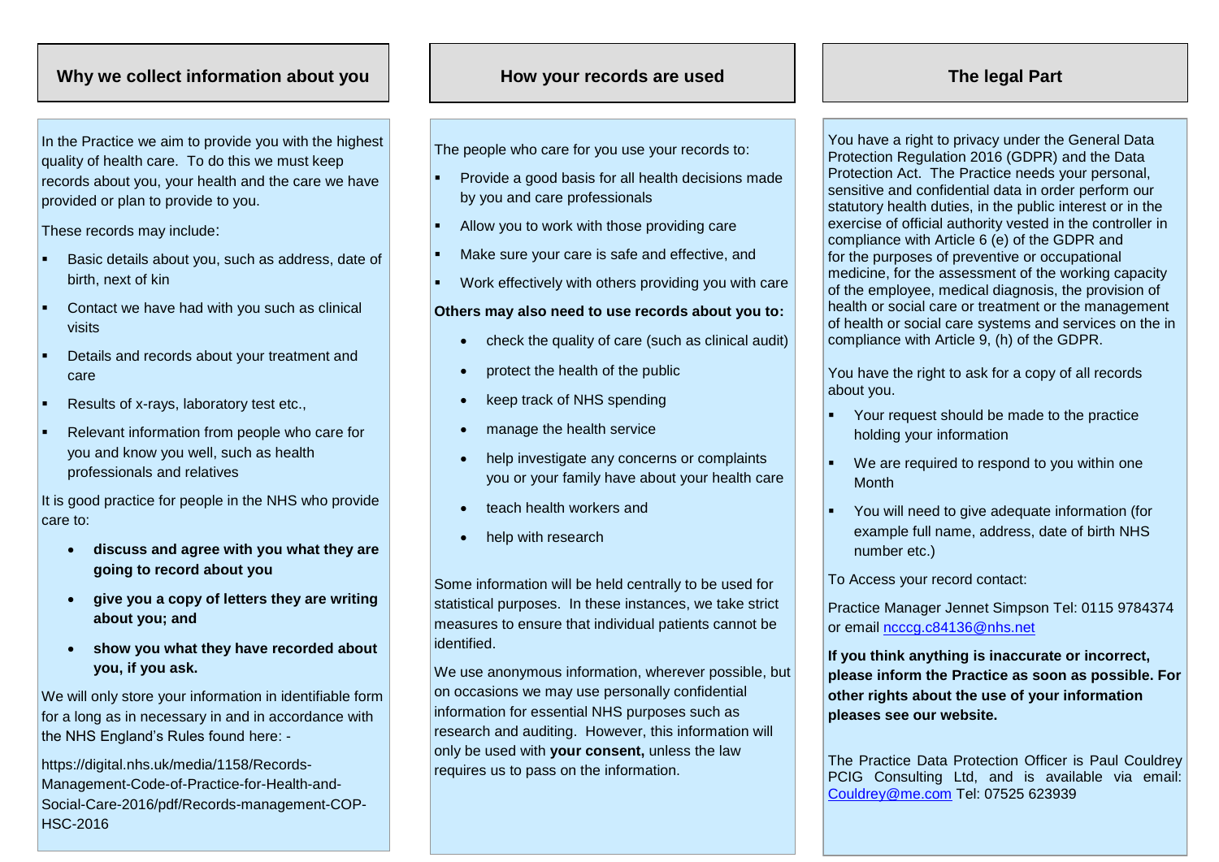## Why we collect information about you

In the Practice we aim to provide you with the highest quality of health care. To do this we must keep records about you, your health and the care we have provided or plan to provide to you.

These records may include:

- Basic details about you, such as address, date of birth, next of kin
- Contact we have had with you such as clinical visits
- Details and records about your treatment and care
- Results of x-rays, laboratory test etc.,
- Relevant information from people who care for you and know you well, such as health professionals and relatives

It is good practice for people in the NHS who provide care to:

- **discuss and agree with you what they are going to record about you**
- **give you a copy of letters they are writing about you; and**
- **show you what they have recorded about you, if you ask.**

We will only store your information in identifiable form for a long as in necessary in and in accordance with the NHS England's Rules found here: -

https://digital.nhs.uk/media/1158/Records-Management-Code-of-Practice-for-Health-and-Social-Care-2016/pdf/Records-management-COP-HSC-2016

## How your records are used

The people who care for you use your records to:

- Provide a good basis for all health decisions made by you and care professionals
- Allow you to work with those providing care
- Make sure your care is safe and effective, and
- Work effectively with others providing you with care

**Others may also need to use records about you to:**

- check the quality of care (such as clinical audit)
- protect the health of the public
- keep track of NHS spending
- manage the health service
- help investigate any concerns or complaints you or your family have about your health care
- teach health workers and
- help with research

Some information will be held centrally to be used for statistical purposes. In these instances, we take strict measures to ensure that individual patients cannot be identified.

We use anonymous information, wherever possible, but on occasions we may use personally confidential information for essential NHS purposes such as research and auditing. However, this information will only be used with **your consent,** unless the law requires us to pass on the information.

## The legal Part

You have a right to privacy under the General Data Protection Regulation 2016 (GDPR) and the Data Protection Act. The Practice needs your personal, sensitive and confidential data in order perform our statutory health duties, in the public interest or in the exercise of official authority vested in the controller in compliance with Article 6 (e) of the GDPR and for the purposes of preventive or occupational medicine, for the assessment of the working capacity of the employee, medical diagnosis, the provision of health or social care or treatment or the management of health or social care systems and services on the in compliance with Article 9, (h) of the GDPR.

You have the right to ask for a copy of all records about you.

- Your request should be made to the practice holding your information
- We are required to respond to you within one Month
- You will need to give adequate information (for example full name, address, date of birth NHS number etc.)

To Access your record contact:

Practice Manager Jennet Simpson Tel: 0115 9784374 or email ncccg.c84136@nhs.net

**If you think anything is inaccurate or incorrect, please inform the Practice as soon as possible. For other rights about the use of your information pleases see our website.**

The Practice Data Protection Officer is Paul Couldrey PCIG Consulting Ltd, and is available via email: Couldrey@me.com Tel: 07525 623939